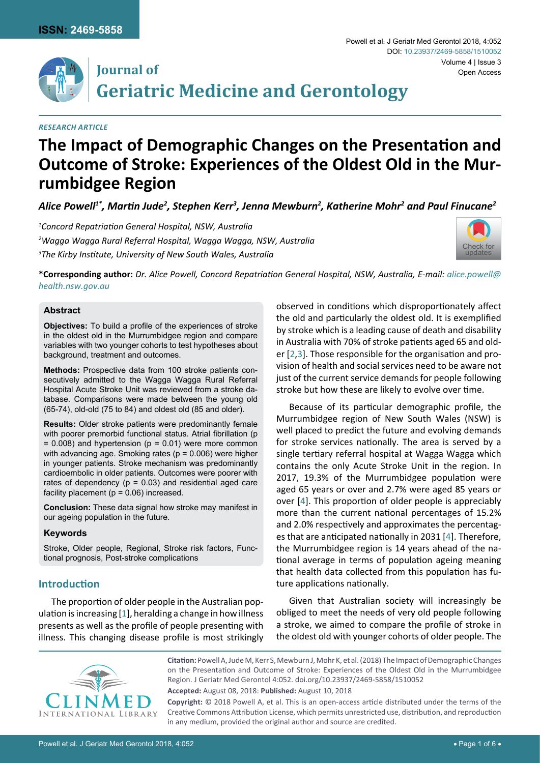**ISSN: 2469-5858**

# Journal of Geriatric Medicine and Gerontology

Powell et al. J Geriatr Med Gerontol 2018, 4:052

DOI: 10.23937/2469-5858/1510052

Volume 4 | Issue 3

Open Access

*RESEARCH ARTICLE*

# The Impact of Demographic Changes on the Presentation and Outcome of Stroke: Experiences of the Oldest Old in the Murrumbidgee Region

***Alice Powell[1*], Martin Jude[2], Stephen Kerr[3], Jenna Mewburn[2], Katherine Mohr[2] and Paul Finucane[2]***

*[1]Concord Repatriation General Hospital, NSW, Australia*

*[2]Wagga Wagga Rural Referral Hospital, Wagga Wagga, NSW, Australia*

*[3]The Kirby Institute, University of New South Wales, Australia*

**\*Corresponding author:** *Dr. Alice Powell, Concord Repatriation General Hospital, NSW, Australia, E-mail: alice.powell@health.nsw.gov.au*

### Abstract

**Objectives:** To build a profile of the experiences of stroke in the oldest old in the Murrumbidgee region and compare variables with two younger cohorts to test hypotheses about background, treatment and outcomes.

**Methods:** Prospective data from 100 stroke patients consecutively admitted to the Wagga Wagga Rural Referral Hospital Acute Stroke Unit was reviewed from a stroke database. Comparisons were made between the young old (65-74), old-old (75 to 84) and oldest old (85 and older).

**Results:** Older stroke patients were predominantly female with poorer premorbid functional status. Atrial fibrillation ($p = 0.008$) and hypertension ($p = 0.01$) were more common with advancing age. Smoking rates ($p = 0.006$) were higher in younger patients. Stroke mechanism was predominantly cardioembolic in older patients. Outcomes were poorer with rates of dependency ($p = 0.03$) and residential aged care facility placement ($p = 0.06$) increased.

**Conclusion:** These data signal how stroke may manifest in our ageing population in the future.

### Keywords

Stroke, Older people, Regional, Stroke risk factors, Functional prognosis, Post-stroke complications

## Introduction

The proportion of older people in the Australian population is increasing [1], heralding a change in how illness presents as well as the profile of people presenting with illness. This changing disease profile is most strikingly observed in conditions which disproportionately affect the old and particularly the oldest old. It is exemplified by stroke which is a leading cause of death and disability in Australia with 70% of stroke patients aged 65 and older [2,3]. Those responsible for the organisation and provision of health and social services need to be aware not just of the current service demands for people following stroke but how these are likely to evolve over time.

Because of its particular demographic profile, the Murrumbidgee region of New South Wales (NSW) is well placed to predict the future and evolving demands for stroke services nationally. The area is served by a single tertiary referral hospital at Wagga Wagga which contains the only Acute Stroke Unit in the region. In 2017, 19.3% of the Murrumbidgee population were aged 65 years or over and 2.7% were aged 85 years or over [4]. This proportion of older people is appreciably more than the current national percentages of 15.2% and 2.0% respectively and approximates the percentages that are anticipated nationally in 2031 [4]. Therefore, the Murrumbidgee region is 14 years ahead of the national average in terms of population ageing meaning that health data collected from this population has future applications nationally.

Given that Australian society will increasingly be obliged to meet the needs of very old people following a stroke, we aimed to compare the profile of stroke in the oldest old with younger cohorts of older people. The

**Citation:** Powell A, Jude M, Kerr S, Mewburn J, Mohr K, et al. (2018) The Impact of Demographic Changes on the Presentation and Outcome of Stroke: Experiences of the Oldest Old in the Murrumbidgee Region. J Geriatr Med Gerontol 4:052. doi.org/10.23937/2469-5858/1510052

**Accepted:** August 08, 2018: **Published:** August 10, 2018

**Copyright:** © 2018 Powell A, et al. This is an open-access article distributed under the terms of the Creative Commons Attribution License, which permits unrestricted use, distribution, and reproduction in any medium, provided the original author and source are credited.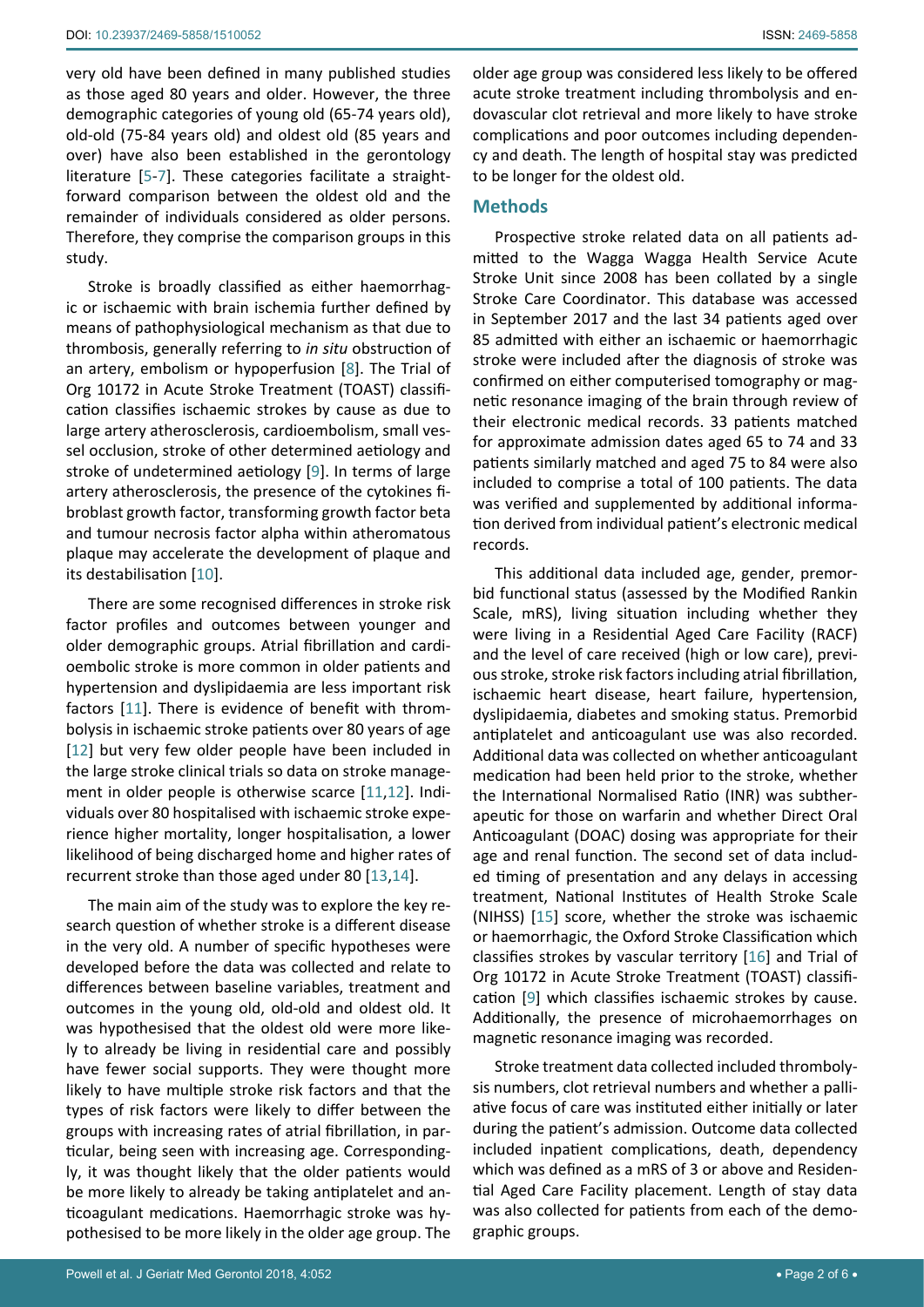very old have been defined in many published studies as those aged 80 years and older. However, the three demographic categories of young old (65-74 years old), old-old (75-84 years old) and oldest old (85 years and over) have also been established in the gerontology literature [5-7]. These categories facilitate a straightforward comparison between the oldest old and the remainder of individuals considered as older persons. Therefore, they comprise the comparison groups in this study.

Stroke is broadly classified as either haemorrhagic or ischaemic with brain ischemia further defined by means of pathophysiological mechanism as that due to thrombosis, generally referring to *in situ* obstruction of an artery, embolism or hypoperfusion [8]. The Trial of Org 10172 in Acute Stroke Treatment (TOAST) classification classifies ischaemic strokes by cause as due to large artery atherosclerosis, cardioembolism, small vessel occlusion, stroke of other determined aetiology and stroke of undetermined aetiology [9]. In terms of large artery atherosclerosis, the presence of the cytokines fibroblast growth factor, transforming growth factor beta and tumour necrosis factor alpha within atheromatous plaque may accelerate the development of plaque and its destabilisation [10].

There are some recognised differences in stroke risk factor profiles and outcomes between younger and older demographic groups. Atrial fibrillation and cardioembolic stroke is more common in older patients and hypertension and dyslipidaemia are less important risk factors [11]. There is evidence of benefit with thrombolysis in ischaemic stroke patients over 80 years of age [12] but very few older people have been included in the large stroke clinical trials so data on stroke management in older people is otherwise scarce [11,12]. Individuals over 80 hospitalised with ischaemic stroke experience higher mortality, longer hospitalisation, a lower likelihood of being discharged home and higher rates of recurrent stroke than those aged under 80 [13,14].

The main aim of the study was to explore the key research question of whether stroke is a different disease in the very old. A number of specific hypotheses were developed before the data was collected and relate to differences between baseline variables, treatment and outcomes in the young old, old-old and oldest old. It was hypothesised that the oldest old were more likely to already be living in residential care and possibly have fewer social supports. They were thought more likely to have multiple stroke risk factors and that the types of risk factors were likely to differ between the groups with increasing rates of atrial fibrillation, in particular, being seen with increasing age. Correspondingly, it was thought likely that the older patients would be more likely to already be taking antiplatelet and anticoagulant medications. Haemorrhagic stroke was hypothesised to be more likely in the older age group. The older age group was considered less likely to be offered acute stroke treatment including thrombolysis and endovascular clot retrieval and more likely to have stroke complications and poor outcomes including dependency and death. The length of hospital stay was predicted to be longer for the oldest old.

## Methods

Prospective stroke related data on all patients admitted to the Wagga Wagga Health Service Acute Stroke Unit since 2008 has been collated by a single Stroke Care Coordinator. This database was accessed in September 2017 and the last 34 patients aged over 85 admitted with either an ischaemic or haemorrhagic stroke were included after the diagnosis of stroke was confirmed on either computerised tomography or magnetic resonance imaging of the brain through review of their electronic medical records. 33 patients matched for approximate admission dates aged 65 to 74 and 33 patients similarly matched and aged 75 to 84 were also included to comprise a total of 100 patients. The data was verified and supplemented by additional information derived from individual patient's electronic medical records.

This additional data included age, gender, premorbid functional status (assessed by the Modified Rankin Scale, mRS), living situation including whether they were living in a Residential Aged Care Facility (RACF) and the level of care received (high or low care), previous stroke, stroke risk factors including atrial fibrillation, ischaemic heart disease, heart failure, hypertension, dyslipidaemia, diabetes and smoking status. Premorbid antiplatelet and anticoagulant use was also recorded. Additional data was collected on whether anticoagulant medication had been held prior to the stroke, whether the International Normalised Ratio (INR) was subtherapeutic for those on warfarin and whether Direct Oral Anticoagulant (DOAC) dosing was appropriate for their age and renal function. The second set of data included timing of presentation and any delays in accessing treatment, National Institutes of Health Stroke Scale (NIHSS) [15] score, whether the stroke was ischaemic or haemorrhagic, the Oxford Stroke Classification which classifies strokes by vascular territory [16] and Trial of Org 10172 in Acute Stroke Treatment (TOAST) classification [9] which classifies ischaemic strokes by cause. Additionally, the presence of microhaemorrhages on magnetic resonance imaging was recorded.

Stroke treatment data collected included thrombolysis numbers, clot retrieval numbers and whether a palliative focus of care was instituted either initially or later during the patient's admission. Outcome data collected included inpatient complications, death, dependency which was defined as a mRS of 3 or above and Residential Aged Care Facility placement. Length of stay data was also collected for patients from each of the demographic groups.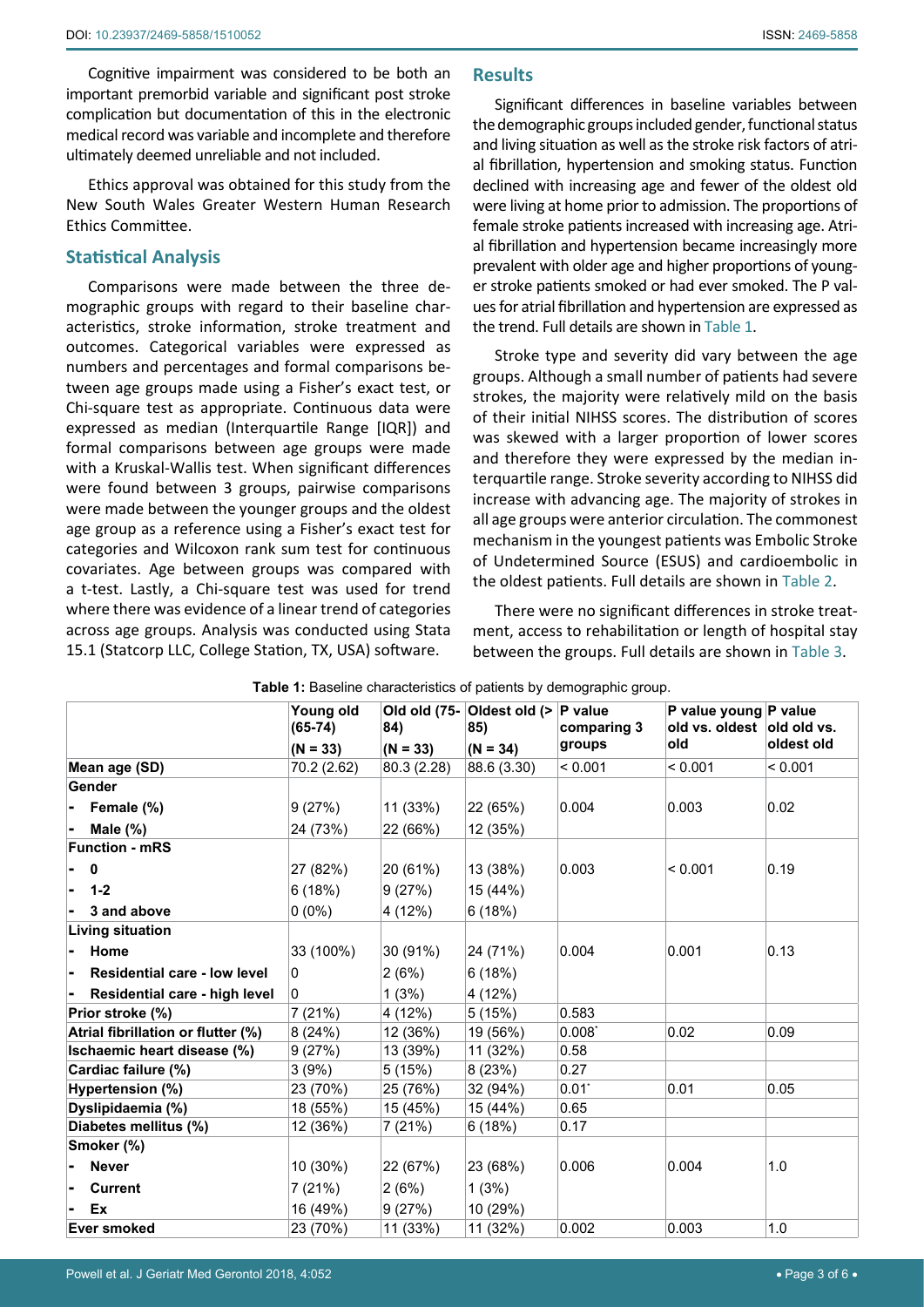Cognitive impairment was considered to be both an important premorbid variable and significant post stroke complication but documentation of this in the electronic medical record was variable and incomplete and therefore ultimately deemed unreliable and not included.

Ethics approval was obtained for this study from the New South Wales Greater Western Human Research Ethics Committee.

## Statistical Analysis

Comparisons were made between the three demographic groups with regard to their baseline characteristics, stroke information, stroke treatment and outcomes. Categorical variables were expressed as numbers and percentages and formal comparisons between age groups made using a Fisher's exact test, or Chi-square test as appropriate. Continuous data were expressed as median (Interquartile Range [IQR]) and formal comparisons between age groups were made with a Kruskal-Wallis test. When significant differences were found between 3 groups, pairwise comparisons were made between the younger groups and the oldest age group as a reference using a Fisher's exact test for categories and Wilcoxon rank sum test for continuous covariates. Age between groups was compared with a t-test. Lastly, a Chi-square test was used for trend where there was evidence of a linear trend of categories across age groups. Analysis was conducted using Stata 15.1 (Statcorp LLC, College Station, TX, USA) software.

## Results

Significant differences in baseline variables between the demographic groups included gender, functional status and living situation as well as the stroke risk factors of atrial fibrillation, hypertension and smoking status. Function declined with increasing age and fewer of the oldest old were living at home prior to admission. The proportions of female stroke patients increased with increasing age. Atrial fibrillation and hypertension became increasingly more prevalent with older age and higher proportions of younger stroke patients smoked or had ever smoked. The P values for atrial fibrillation and hypertension are expressed as the trend. Full details are shown in Table 1.

Stroke type and severity did vary between the age groups. Although a small number of patients had severe strokes, the majority were relatively mild on the basis of their initial NIHSS scores. The distribution of scores was skewed with a larger proportion of lower scores and therefore they were expressed by the median interquartile range. Stroke severity according to NIHSS did increase with advancing age. The majority of strokes in all age groups were anterior circulation. The commonest mechanism in the youngest patients was Embolic Stroke of Undetermined Source (ESUS) and cardioembolic in the oldest patients. Full details are shown in Table 2.

There were no significant differences in stroke treatment, access to rehabilitation or length of hospital stay between the groups. Full details are shown in Table 3.

**Table 1:** Baseline characteristics of patients by demographic group.

| | Young old (65-74) (N = 33) | Old old (75-84) (N = 33) | Oldest old (> 85) (N = 34) | P value comparing 3 groups | P value young old vs. oldest old | P value old old vs. oldest old |
|---|---|---|---|---|---|---|
| **Mean age (SD)** | 70.2 (2.62) | 80.3 (2.28) | 88.6 (3.30) | < 0.001 | < 0.001 | < 0.001 |
| **Gender** | | | | | | |
| - **Female (%)** | 9 (27%) | 11 (33%) | 22 (65%) | 0.004 | 0.003 | 0.02 |
| - **Male (%)** | 24 (73%) | 22 (66%) | 12 (35%) | | | |
| **Function - mRS** | | | | | | |
| - **0** | 27 (82%) | 20 (61%) | 13 (38%) | 0.003 | < 0.001 | 0.19 |
| - **1-2** | 6 (18%) | 9 (27%) | 15 (44%) | | | |
| - **3 and above** | 0 (0%) | 4 (12%) | 6 (18%) | | | |
| **Living situation** | | | | | | |
| - **Home** | 33 (100%) | 30 (91%) | 24 (71%) | 0.004 | 0.001 | 0.13 |
| - **Residential care - low level** | 0 | 2 (6%) | 6 (18%) | | | |
| - **Residential care - high level** | 0 | 1 (3%) | 4 (12%) | | | |
| **Prior stroke (%)** | 7 (21%) | 4 (12%) | 5 (15%) | 0.583 | | |
| **Atrial fibrillation or flutter (%)** | 8 (24%) | 12 (36%) | 19 (56%) | 0.008* | 0.02 | 0.09 |
| **Ischaemic heart disease (%)** | 9 (27%) | 13 (39%) | 11 (32%) | 0.58 | | |
| **Cardiac failure (%)** | 3 (9%) | 5 (15%) | 8 (23%) | 0.27 | | |
| **Hypertension (%)** | 23 (70%) | 25 (76%) | 32 (94%) | 0.01* | 0.01 | 0.05 |
| **Dyslipidaemia (%)** | 18 (55%) | 15 (45%) | 15 (44%) | 0.65 | | |
| **Diabetes mellitus (%)** | 12 (36%) | 7 (21%) | 6 (18%) | 0.17 | | |
| **Smoker (%)** | | | | | | |
| - **Never** | 10 (30%) | 22 (67%) | 23 (68%) | 0.006 | 0.004 | 1.0 |
| - **Current** | 7 (21%) | 2 (6%) | 1 (3%) | | | |
| - **Ex** | 16 (49%) | 9 (27%) | 10 (29%) | | | |
| **Ever smoked** | 23 (70%) | 11 (33%) | 11 (32%) | 0.002 | 0.003 | 1.0 |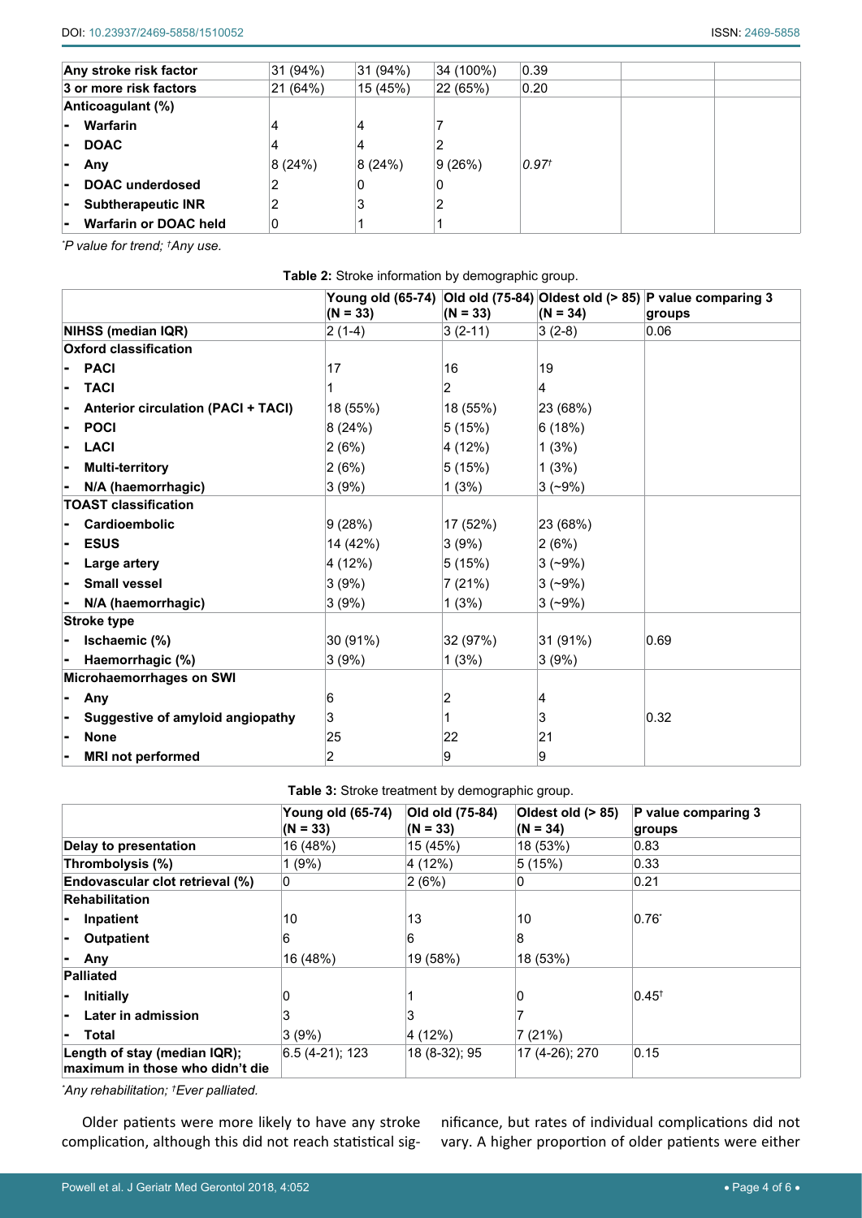| Any stroke risk factor | 31 (94%) | 31 (94%) | 34 (100%) | 0.39 | | |
|---|---|---|---|---|---|---|
| 3 or more risk factors | 21 (64%) | 15 (45%) | 22 (65%) | 0.20 | | |
| Anticoagulant (%) | | | | | | |
| - Warfarin | 4 | 4 | 7 | | | |
| - DOAC | 4 | 4 | 2 | | | |
| - Any | 8 (24%) | 8 (24%) | 9 (26%) | *0.97*[†] | | |
| - DOAC underdosed | 2 | 0 | 0 | | | |
| - Subtherapeutic INR | 2 | 3 | 2 | | | |
| - Warfarin or DOAC held | 0 | 1 | 1 | | | |

*[*]P value for trend; [†]Any use.*

**Table 2:** Stroke information by demographic group.

| | Young old (65-74) (N = 33) | Old old (75-84) (N = 33) | Oldest old (> 85) (N = 34) | P value comparing 3 groups |
|---|---|---|---|---|
| **NIHSS (median IQR)** | 2 (1-4) | 3 (2-11) | 3 (2-8) | 0.06 |
| **Oxford classification** | | | | |
| - **PACI** | 17 | 16 | 19 | |
| - **TACI** | 1 | 2 | 4 | |
| - **Anterior circulation (PACI + TACI)** | 18 (55%) | 18 (55%) | 23 (68%) | |
| - **POCI** | 8 (24%) | 5 (15%) | 6 (18%) | |
| - **LACI** | 2 (6%) | 4 (12%) | 1 (3%) | |
| - **Multi-territory** | 2 (6%) | 5 (15%) | 1 (3%) | |
| - **N/A (haemorrhagic)** | 3 (9%) | 1 (3%) | 3 (~9%) | |
| **TOAST classification** | | | | |
| - **Cardioembolic** | 9 (28%) | 17 (52%) | 23 (68%) | |
| - **ESUS** | 14 (42%) | 3 (9%) | 2 (6%) | |
| - **Large artery** | 4 (12%) | 5 (15%) | 3 (~9%) | |
| - **Small vessel** | 3 (9%) | 7 (21%) | 3 (~9%) | |
| - **N/A (haemorrhagic)** | 3 (9%) | 1 (3%) | 3 (~9%) | |
| **Stroke type** | | | | |
| - **Ischaemic (%)** | 30 (91%) | 32 (97%) | 31 (91%) | 0.69 |
| - **Haemorrhagic (%)** | 3 (9%) | 1 (3%) | 3 (9%) | |
| **Microhaemorrhages on SWI** | | | | |
| - **Any** | 6 | 2 | 4 | |
| - **Suggestive of amyloid angiopathy** | 3 | 1 | 3 | 0.32 |
| - **None** | 25 | 22 | 21 | |
| - **MRI not performed** | 2 | 9 | 9 | |

**Table 3:** Stroke treatment by demographic group.

| | Young old (65-74) (N = 33) | Old old (75-84) (N = 33) | Oldest old (> 85) (N = 34) | P value comparing 3 groups |
|---|---|---|---|---|
| **Delay to presentation** | 16 (48%) | 15 (45%) | 18 (53%) | 0.83 |
| **Thrombolysis (%)** | 1 (9%) | 4 (12%) | 5 (15%) | 0.33 |
| **Endovascular clot retrieval (%)** | 0 | 2 (6%) | 0 | 0.21 |
| **Rehabilitation** | | | | |
| - **Inpatient** | 10 | 13 | 10 | 0.76[*] |
| - **Outpatient** | 6 | 6 | 8 | |
| - **Any** | 16 (48%) | 19 (58%) | 18 (53%) | |
| **Palliated** | | | | |
| - **Initially** | 0 | 1 | 0 | 0.45[†] |
| - **Later in admission** | 3 | 3 | 7 | |
| - **Total** | 3 (9%) | 4 (12%) | 7 (21%) | |
| **Length of stay (median IQR); maximum in those who didn't die** | 6.5 (4-21); 123 | 18 (8-32); 95 | 17 (4-26); 270 | 0.15 |

*[*]Any rehabilitation; [†]Ever palliated.*

Older patients were more likely to have any stroke complication, although this did not reach statistical significance, but rates of individual complications did not vary. A higher proportion of older patients were either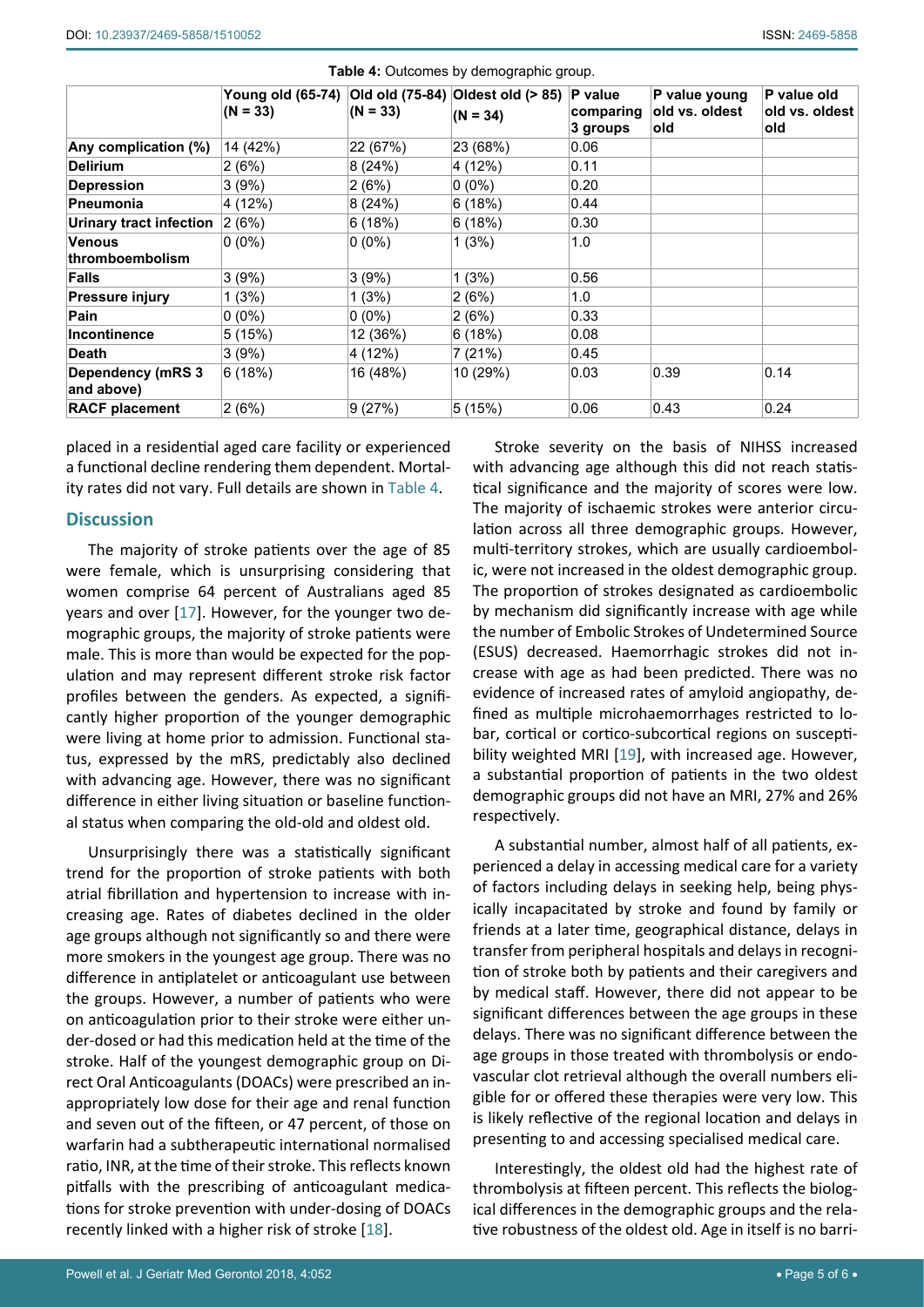**Table 4:** Outcomes by demographic group.

| | Young old (65-74) (N = 33) | Old old (75-84) (N = 33) | Oldest old (> 85) (N = 34) | P value comparing 3 groups | P value young old vs. oldest old | P value old vs. oldest old |
|---|---|---|---|---|---|---|
| **Any complication (%)** | 14 (42%) | 22 (67%) | 23 (68%) | 0.06 | | |
| **Delirium** | 2 (6%) | 8 (24%) | 4 (12%) | 0.11 | | |
| **Depression** | 3 (9%) | 2 (6%) | 0 (0%) | 0.20 | | |
| **Pneumonia** | 4 (12%) | 8 (24%) | 6 (18%) | 0.44 | | |
| **Urinary tract infection** | 2 (6%) | 6 (18%) | 6 (18%) | 0.30 | | |
| **Venous thromboembolism** | 0 (0%) | 0 (0%) | 1 (3%) | 1.0 | | |
| **Falls** | 3 (9%) | 3 (9%) | 1 (3%) | 0.56 | | |
| **Pressure injury** | 1 (3%) | 1 (3%) | 2 (6%) | 1.0 | | |
| **Pain** | 0 (0%) | 0 (0%) | 2 (6%) | 0.33 | | |
| **Incontinence** | 5 (15%) | 12 (36%) | 6 (18%) | 0.08 | | |
| **Death** | 3 (9%) | 4 (12%) | 7 (21%) | 0.45 | | |
| **Dependency (mRS 3 and above)** | 6 (18%) | 16 (48%) | 10 (29%) | 0.03 | 0.39 | 0.14 |
| **RACF placement** | 2 (6%) | 9 (27%) | 5 (15%) | 0.06 | 0.43 | 0.24 |

placed in a residential aged care facility or experienced a functional decline rendering them dependent. Mortality rates did not vary. Full details are shown in Table 4.

## Discussion

The majority of stroke patients over the age of 85 were female, which is unsurprising considering that women comprise 64 percent of Australians aged 85 years and over [17]. However, for the younger two demographic groups, the majority of stroke patients were male. This is more than would be expected for the population and may represent different stroke risk factor profiles between the genders. As expected, a significantly higher proportion of the younger demographic were living at home prior to admission. Functional status, expressed by the mRS, predictably also declined with advancing age. However, there was no significant difference in either living situation or baseline functional status when comparing the old-old and oldest old.

Unsurprisingly there was a statistically significant trend for the proportion of stroke patients with both atrial fibrillation and hypertension to increase with increasing age. Rates of diabetes declined in the older age groups although not significantly so and there were more smokers in the youngest age group. There was no difference in antiplatelet or anticoagulant use between the groups. However, a number of patients who were on anticoagulation prior to their stroke were either under-dosed or had this medication held at the time of the stroke. Half of the youngest demographic group on Direct Oral Anticoagulants (DOACs) were prescribed an inappropriately low dose for their age and renal function and seven out of the fifteen, or 47 percent, of those on warfarin had a subtherapeutic international normalised ratio, INR, at the time of their stroke. This reflects known pitfalls with the prescribing of anticoagulant medications for stroke prevention with under-dosing of DOACs recently linked with a higher risk of stroke [18].

Stroke severity on the basis of NIHSS increased with advancing age although this did not reach statistical significance and the majority of scores were low. The majority of ischaemic strokes were anterior circulation across all three demographic groups. However, multi-territory strokes, which are usually cardioembolic, were not increased in the oldest demographic group. The proportion of strokes designated as cardioembolic by mechanism did significantly increase with age while the number of Embolic Strokes of Undetermined Source (ESUS) decreased. Haemorrhagic strokes did not increase with age as had been predicted. There was no evidence of increased rates of amyloid angiopathy, defined as multiple microhaemorrhages restricted to lobar, cortical or cortico-subcortical regions on susceptibility weighted MRI [19], with increased age. However, a substantial proportion of patients in the two oldest demographic groups did not have an MRI, 27% and 26% respectively.

A substantial number, almost half of all patients, experienced a delay in accessing medical care for a variety of factors including delays in seeking help, being physically incapacitated by stroke and found by family or friends at a later time, geographical distance, delays in transfer from peripheral hospitals and delays in recognition of stroke both by patients and their caregivers and by medical staff. However, there did not appear to be significant differences between the age groups in these delays. There was no significant difference between the age groups in those treated with thrombolysis or endovascular clot retrieval although the overall numbers eligible for or offered these therapies were very low. This is likely reflective of the regional location and delays in presenting to and accessing specialised medical care.

Interestingly, the oldest old had the highest rate of thrombolysis at fifteen percent. This reflects the biological differences in the demographic groups and the relative robustness of the oldest old. Age in itself is no barri-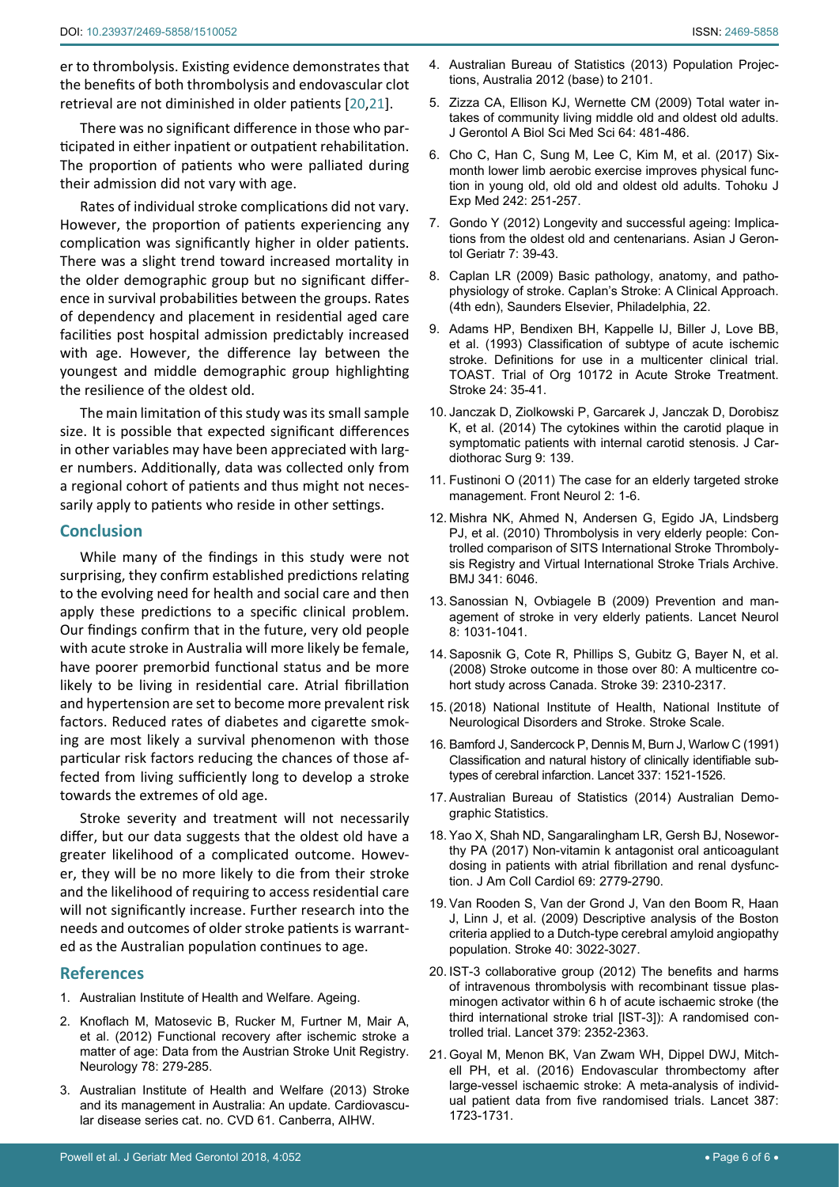er to thrombolysis. Existing evidence demonstrates that the benefits of both thrombolysis and endovascular clot retrieval are not diminished in older patients [20,21].

There was no significant difference in those who participated in either inpatient or outpatient rehabilitation. The proportion of patients who were palliated during their admission did not vary with age.

Rates of individual stroke complications did not vary. However, the proportion of patients experiencing any complication was significantly higher in older patients. There was a slight trend toward increased mortality in the older demographic group but no significant difference in survival probabilities between the groups. Rates of dependency and placement in residential aged care facilities post hospital admission predictably increased with age. However, the difference lay between the youngest and middle demographic group highlighting the resilience of the oldest old.

The main limitation of this study was its small sample size. It is possible that expected significant differences in other variables may have been appreciated with larger numbers. Additionally, data was collected only from a regional cohort of patients and thus might not necessarily apply to patients who reside in other settings.

## Conclusion

While many of the findings in this study were not surprising, they confirm established predictions relating to the evolving need for health and social care and then apply these predictions to a specific clinical problem. Our findings confirm that in the future, very old people with acute stroke in Australia will more likely be female, have poorer premorbid functional status and be more likely to be living in residential care. Atrial fibrillation and hypertension are set to become more prevalent risk factors. Reduced rates of diabetes and cigarette smoking are most likely a survival phenomenon with those particular risk factors reducing the chances of those affected from living sufficiently long to develop a stroke towards the extremes of old age.

Stroke severity and treatment will not necessarily differ, but our data suggests that the oldest old have a greater likelihood of a complicated outcome. However, they will be no more likely to die from their stroke and the likelihood of requiring to access residential care will not significantly increase. Further research into the needs and outcomes of older stroke patients is warranted as the Australian population continues to age.

## References

1. Australian Institute of Health and Welfare. Ageing.
2. Knoflach M, Matosevic B, Rucker M, Furtner M, Mair A, et al. (2012) Functional recovery after ischemic stroke a matter of age: Data from the Austrian Stroke Unit Registry. Neurology 78: 279-285.
3. Australian Institute of Health and Welfare (2013) Stroke and its management in Australia: An update. Cardiovascular disease series cat. no. CVD 61. Canberra, AIHW.
4. Australian Bureau of Statistics (2013) Population Projections, Australia 2012 (base) to 2101.
5. Zizza CA, Ellison KJ, Wernette CM (2009) Total water intakes of community living middle old and oldest old adults. J Gerontol A Biol Sci Med Sci 64: 481-486.
6. Cho C, Han C, Sung M, Lee C, Kim M, et al. (2017) Six-month lower limb aerobic exercise improves physical function in young old, old old and oldest old adults. Tohoku J Exp Med 242: 251-257.
7. Gondo Y (2012) Longevity and successful ageing: Implications from the oldest old and centenarians. Asian J Gerontol Geriatr 7: 39-43.
8. Caplan LR (2009) Basic pathology, anatomy, and pathophysiology of stroke. Caplan's Stroke: A Clinical Approach. (4th edn), Saunders Elsevier, Philadelphia, 22.
9. Adams HP, Bendixen BH, Kappelle IJ, Biller J, Love BB, et al. (1993) Classification of subtype of acute ischemic stroke. Definitions for use in a multicenter clinical trial. TOAST. Trial of Org 10172 in Acute Stroke Treatment. Stroke 24: 35-41.
10. Janczak D, Ziolkowski P, Garcarek J, Janczak D, Dorobisz K, et al. (2014) The cytokines within the carotid plaque in symptomatic patients with internal carotid stenosis. J Cardiothorac Surg 9: 139.
11. Fustinoni O (2011) The case for an elderly targeted stroke management. Front Neurol 2: 1-6.
12. Mishra NK, Ahmed N, Andersen G, Egido JA, Lindsberg PJ, et al. (2010) Thrombolysis in very elderly people: Controlled comparison of SITS International Stroke Thrombolysis Registry and Virtual International Stroke Trials Archive. BMJ 341: 6046.
13. Sanossian N, Ovbiagele B (2009) Prevention and management of stroke in very elderly patients. Lancet Neurol 8: 1031-1041.
14. Saposnik G, Cote R, Phillips S, Gubitz G, Bayer N, et al. (2008) Stroke outcome in those over 80: A multicentre cohort study across Canada. Stroke 39: 2310-2317.
15. (2018) National Institute of Health, National Institute of Neurological Disorders and Stroke. Stroke Scale.
16. Bamford J, Sandercock P, Dennis M, Burn J, Warlow C (1991) Classification and natural history of clinically identifiable subtypes of cerebral infarction. Lancet 337: 1521-1526.
17. Australian Bureau of Statistics (2014) Australian Demographic Statistics.
18. Yao X, Shah ND, Sangaralingham LR, Gersh BJ, Noseworthy PA (2017) Non-vitamin k antagonist oral anticoagulant dosing in patients with atrial fibrillation and renal dysfunction. J Am Coll Cardiol 69: 2779-2790.
19. Van Rooden S, Van der Grond J, Van den Boom R, Haan J, Linn J, et al. (2009) Descriptive analysis of the Boston criteria applied to a Dutch-type cerebral amyloid angiopathy population. Stroke 40: 3022-3027.
20. IST-3 collaborative group (2012) The benefits and harms of intravenous thrombolysis with recombinant tissue plasminogen activator within 6 h of acute ischaemic stroke (the third international stroke trial [IST-3]): A randomised controlled trial. Lancet 379: 2352-2363.
21. Goyal M, Menon BK, Van Zwam WH, Dippel DWJ, Mitchell PH, et al. (2016) Endovascular thrombectomy after large-vessel ischaemic stroke: A meta-analysis of individual patient data from five randomised trials. Lancet 387: 1723-1731.